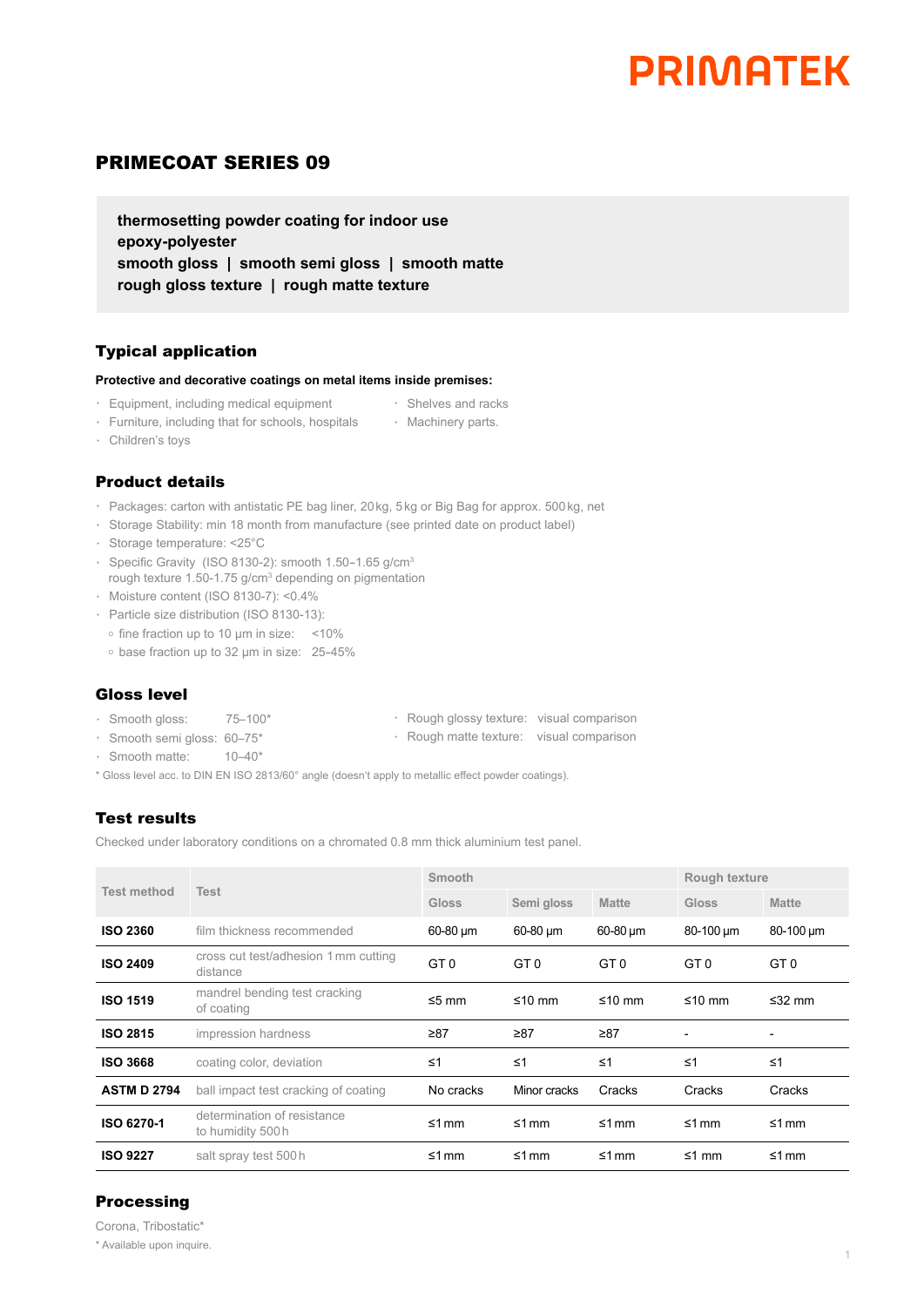PRIMATEK

# PRIMECOAT SERIES 09

**thermosetting powder coating for indoor use**
**epoxy-polyester**
**smooth gloss | smooth semi gloss | smooth matte**
**rough gloss texture | rough matte texture**

## Typical application

**Protective and decorative coatings on metal items inside premises:**

- Equipment, including medical equipment
- Furniture, including that for schools, hospitals
- Children's toys
- Shelves and racks
- Machinery parts.

## Product details

- Packages: carton with antistatic PE bag liner, 20 kg, 5 kg or Big Bag for approx. 500 kg, net
- Storage Stability: min 18 month from manufacture (see printed date on product label)
- Storage temperature: <25°C
- Specific Gravity (ISO 8130-2): smooth 1.50–1.65 g/cm³
  rough texture 1.50-1.75 g/cm³ depending on pigmentation
- Moisture content (ISO 8130-7): <0.4%
- Particle size distribution (ISO 8130-13):
  - fine fraction up to 10 µm in size: <10%
  - base fraction up to 32 µm in size: 25-45%

## Gloss level

- Smooth gloss: 75–100*
- Smooth semi gloss: 60–75*
- Smooth matte: 10–40*
- Rough glossy texture: visual comparison
- Rough matte texture: visual comparison

\* Gloss level acc. to DIN EN ISO 2813/60° angle (doesn't apply to metallic effect powder coatings).

## Test results

Checked under laboratory conditions on a chromated 0.8 mm thick aluminium test panel.

| Test method | Test | Smooth | | | Rough texture | |
|---|---|---|---|---|---|---|
| | | Gloss | Semi gloss | Matte | Gloss | Matte |
| **ISO 2360** | film thickness recommended | 60-80 µm | 60-80 µm | 60-80 µm | 80-100 µm | 80-100 µm |
| **ISO 2409** | cross cut test/adhesion 1 mm cutting distance | GT 0 | GT 0 | GT 0 | GT 0 | GT 0 |
| **ISO 1519** | mandrel bending test cracking of coating | ≤5 mm | ≤10 mm | ≤10 mm | ≤10 mm | ≤32 mm |
| **ISO 2815** | impression hardness | ≥87 | ≥87 | ≥87 | - | - |
| **ISO 3668** | coating color, deviation | ≤1 | ≤1 | ≤1 | ≤1 | ≤1 |
| **ASTM D 2794** | ball impact test cracking of coating | No cracks | Minor cracks | Cracks | Cracks | Cracks |
| **ISO 6270-1** | determination of resistance to humidity 500 h | ≤1 mm | ≤1 mm | ≤1 mm | ≤1 mm | ≤1 mm |
| **ISO 9227** | salt spray test 500 h | ≤1 mm | ≤1 mm | ≤1 mm | ≤1 mm | ≤1 mm |

## Processing

Corona, Tribostatic*

\* Available upon inquire.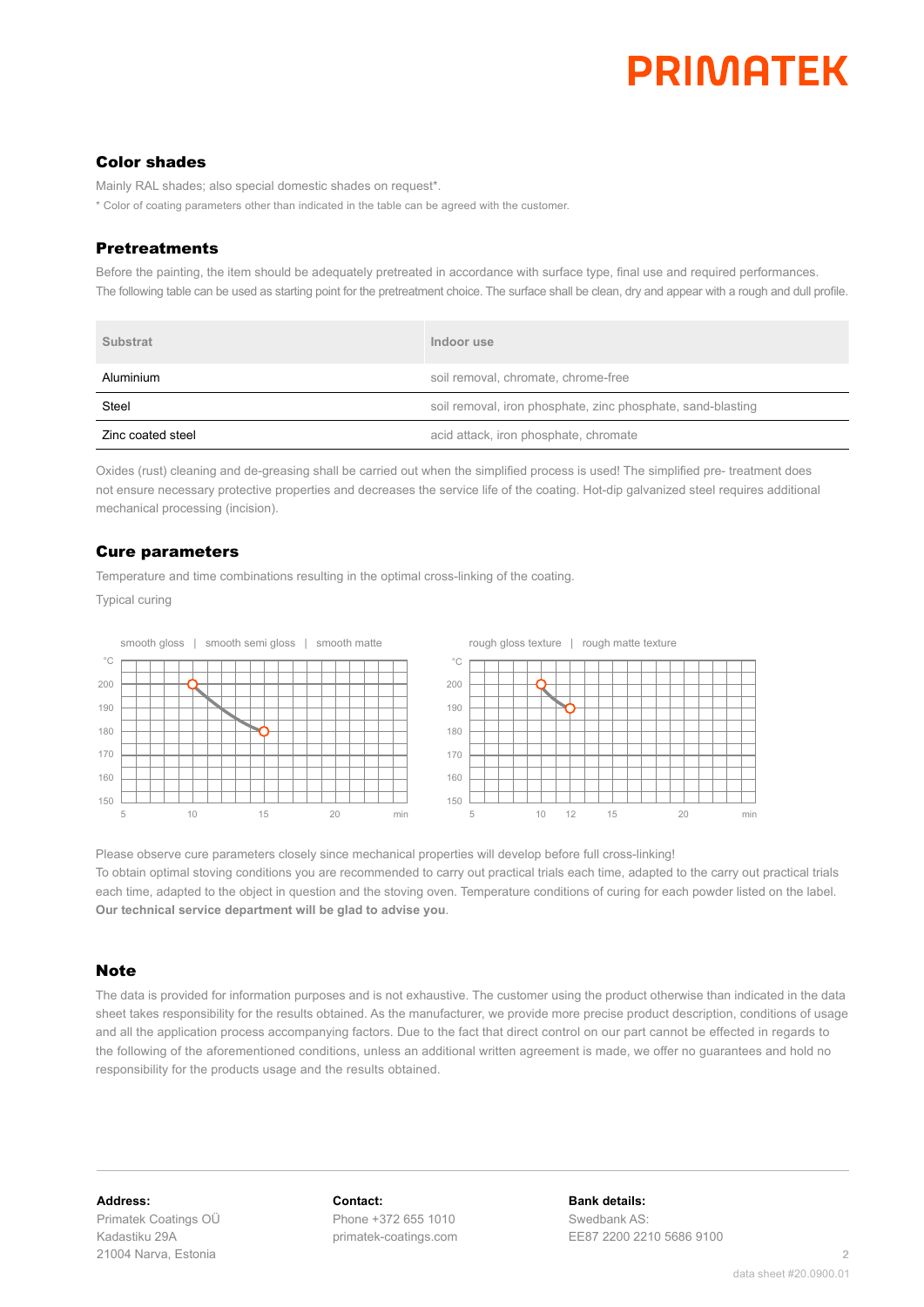## Color shades

Mainly RAL shades; also special domestic shades on request*.

* Color of coating parameters other than indicated in the table can be agreed with the customer.

## Pretreatments

Before the painting, the item should be adequately pretreated in accordance with surface type, final use and required performances. The following table can be used as starting point for the pretreatment choice. The surface shall be clean, dry and appear with a rough and dull profile.

| Substrat | Indoor use |
| --- | --- |
| Aluminium | soil removal, chromate, chrome-free |
| Steel | soil removal, iron phosphate, zinc phosphate, sand-blasting |
| Zinc coated steel | acid attack, iron phosphate, chromate |

Oxides (rust) cleaning and de-greasing shall be carried out when the simplified process is used! The simplified pre- treatment does not ensure necessary protective properties and decreases the service life of the coating. Hot-dip galvanized steel requires additional mechanical processing (incision).

## Cure parameters

Temperature and time combinations resulting in the optimal cross-linking of the coating.

Typical curing

smooth gloss | smooth semi gloss | smooth matte

°C
200
190
180
170
160
150
5 10 15 20 min

rough gloss texture | rough matte texture

°C
200
190
180
170
160
150
5 10 12 15 20 min

Please observe cure parameters closely since mechanical properties will develop before full cross-linking!
To obtain optimal stoving conditions you are recommended to carry out practical trials each time, adapted to the carry out practical trials each time, adapted to the object in question and the stoving oven. Temperature conditions of curing for each powder listed on the label. **Our technical service department will be glad to advise you**.

## Note

The data is provided for information purposes and is not exhaustive. The customer using the product otherwise than indicated in the data sheet takes responsibility for the results obtained. As the manufacturer, we provide more precise product description, conditions of usage and all the application process accompanying factors. Due to the fact that direct control on our part cannot be effected in regards to the following of the aforementioned conditions, unless an additional written agreement is made, we offer no guarantees and hold no responsibility for the products usage and the results obtained.

**Address:**
Primatek Coatings OÜ
Kadastiku 29A
21004 Narva, Estonia

**Contact:**
Phone +372 655 1010
primatek-coatings.com

**Bank details:**
Swedbank AS:
EE87 2200 2210 5686 9100

data sheet #20.0900.01